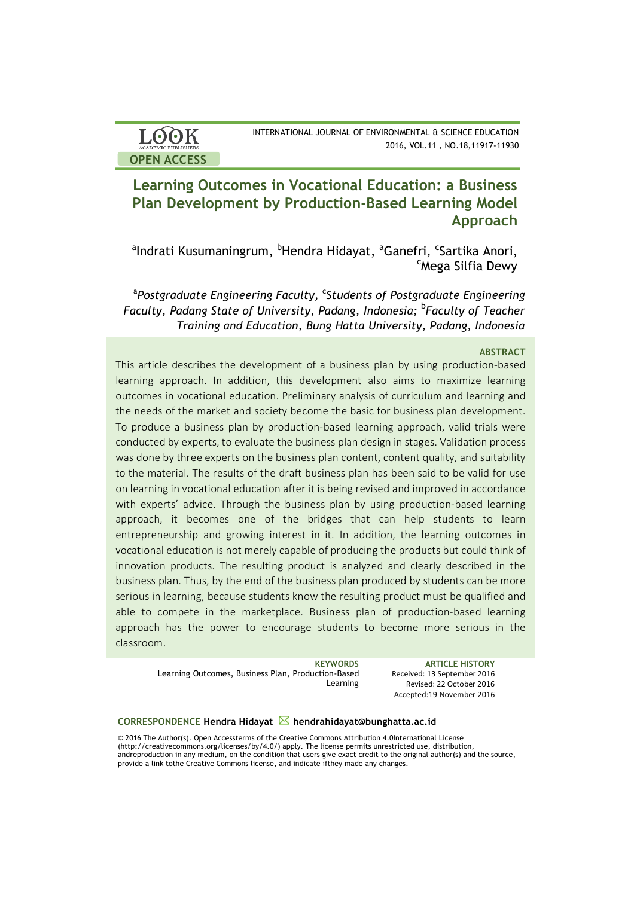# Learning Outcomes in Vocational Education: a Business Plan Development by Production-Based Learning Model Approach

[a]Indrati Kusumaningrum, [b]Hendra Hidayat, [a]Ganefri, [c]Sartika Anori, [c]Mega Silfia Dewy

*[a]Postgraduate Engineering Faculty, [c]Students of Postgraduate Engineering Faculty, Padang State of University, Padang, Indonesia; [b]Faculty of Teacher Training and Education, Bung Hatta University, Padang, Indonesia*

### ABSTRACT

This article describes the development of a business plan by using production-based learning approach. In addition, this development also aims to maximize learning outcomes in vocational education. Preliminary analysis of curriculum and learning and the needs of the market and society become the basic for business plan development. To produce a business plan by production-based learning approach, valid trials were conducted by experts, to evaluate the business plan design in stages. Validation process was done by three experts on the business plan content, content quality, and suitability to the material. The results of the draft business plan has been said to be valid for use on learning in vocational education after it is being revised and improved in accordance with experts' advice. Through the business plan by using production-based learning approach, it becomes one of the bridges that can help students to learn entrepreneurship and growing interest in it. In addition, the learning outcomes in vocational education is not merely capable of producing the products but could think of innovation products. The resulting product is analyzed and clearly described in the business plan. Thus, by the end of the business plan produced by students can be more serious in learning, because students know the resulting product must be qualified and able to compete in the marketplace. Business plan of production-based learning approach has the power to encourage students to become more serious in the classroom.

**KEYWORDS**
Learning Outcomes, Business Plan, Production-Based Learning

**ARTICLE HISTORY**
Received: 13 September 2016
Revised: 22 October 2016
Accepted:19 November 2016

**CORRESPONDENCE** Hendra Hidayat hendrahidayat@bunghatta.ac.id

© 2016 The Author(s). Open Accessterms of the Creative Commons Attribution 4.0International License (http://creativecommons.org/licenses/by/4.0/) apply. The license permits unrestricted use, distribution, andreproduction in any medium, on the condition that users give exact credit to the original author(s) and the source, provide a link tothe Creative Commons license, and indicate ifthey made any changes.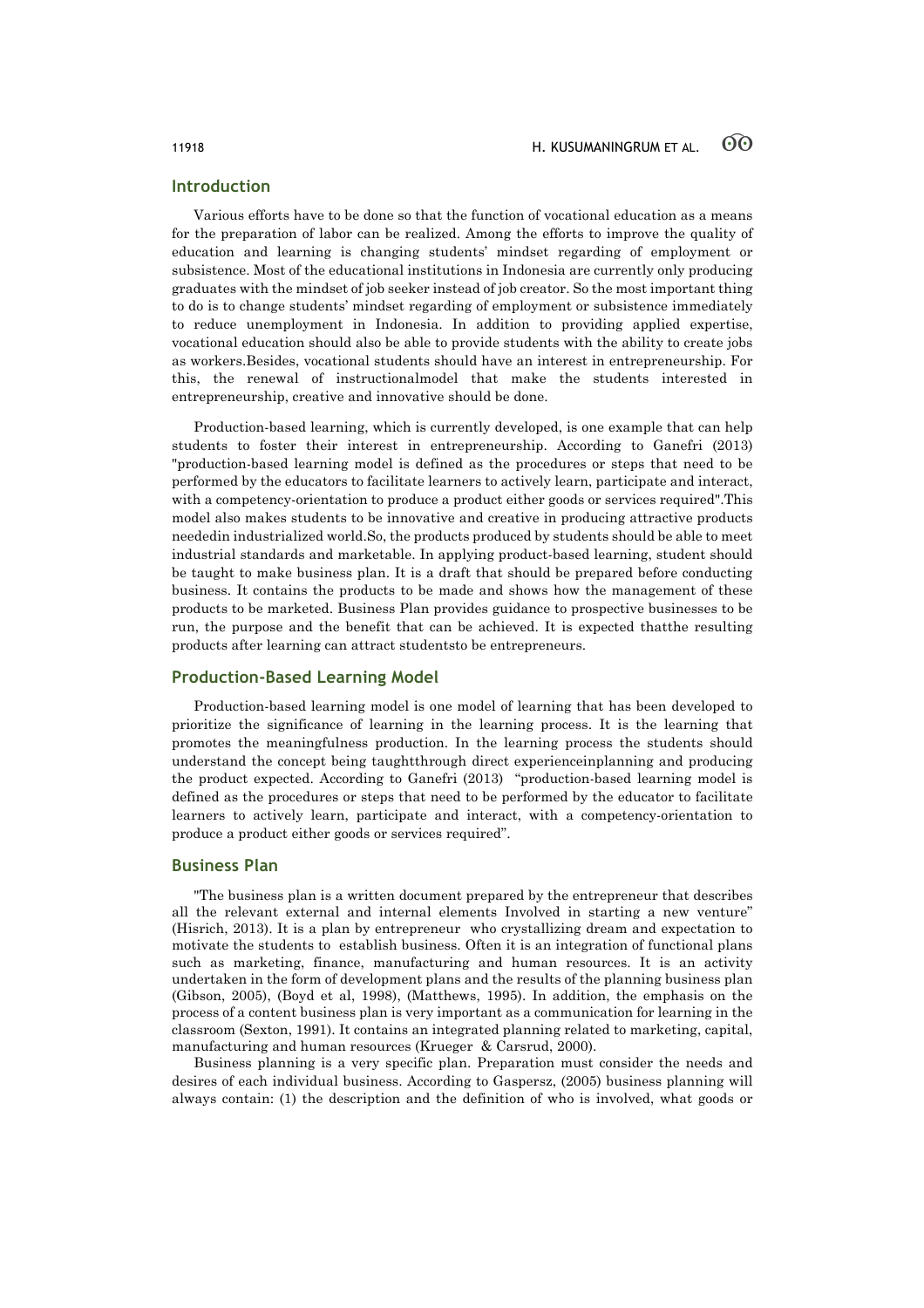## Introduction

Various efforts have to be done so that the function of vocational education as a means for the preparation of labor can be realized. Among the efforts to improve the quality of education and learning is changing students' mindset regarding of employment or subsistence. Most of the educational institutions in Indonesia are currently only producing graduates with the mindset of job seeker instead of job creator. So the most important thing to do is to change students' mindset regarding of employment or subsistence immediately to reduce unemployment in Indonesia. In addition to providing applied expertise, vocational education should also be able to provide students with the ability to create jobs as workers.Besides, vocational students should have an interest in entrepreneurship. For this, the renewal of instructionalmodel that make the students interested in entrepreneurship, creative and innovative should be done.

Production-based learning, which is currently developed, is one example that can help students to foster their interest in entrepreneurship. According to Ganefri (2013) "production-based learning model is defined as the procedures or steps that need to be performed by the educators to facilitate learners to actively learn, participate and interact, with a competency-orientation to produce a product either goods or services required".This model also makes students to be innovative and creative in producing attractive products neededin industrialized world.So, the products produced by students should be able to meet industrial standards and marketable. In applying product-based learning, student should be taught to make business plan. It is a draft that should be prepared before conducting business. It contains the products to be made and shows how the management of these products to be marketed. Business Plan provides guidance to prospective businesses to be run, the purpose and the benefit that can be achieved. It is expected thatthe resulting products after learning can attract studentsto be entrepreneurs.

## Production-Based Learning Model

Production-based learning model is one model of learning that has been developed to prioritize the significance of learning in the learning process. It is the learning that promotes the meaningfulness production. In the learning process the students should understand the concept being taughtthrough direct experienceinplanning and producing the product expected. According to Ganefri (2013) "production-based learning model is defined as the procedures or steps that need to be performed by the educator to facilitate learners to actively learn, participate and interact, with a competency-orientation to produce a product either goods or services required".

## Business Plan

"The business plan is a written document prepared by the entrepreneur that describes all the relevant external and internal elements Involved in starting a new venture" (Hisrich, 2013). It is a plan by entrepreneur who crystallizing dream and expectation to motivate the students to establish business. Often it is an integration of functional plans such as marketing, finance, manufacturing and human resources. It is an activity undertaken in the form of development plans and the results of the planning business plan (Gibson, 2005), (Boyd et al, 1998), (Matthews, 1995). In addition, the emphasis on the process of a content business plan is very important as a communication for learning in the classroom (Sexton, 1991). It contains an integrated planning related to marketing, capital, manufacturing and human resources (Krueger & Carsrud, 2000).

Business planning is a very specific plan. Preparation must consider the needs and desires of each individual business. According to Gaspersz, (2005) business planning will always contain: (1) the description and the definition of who is involved, what goods or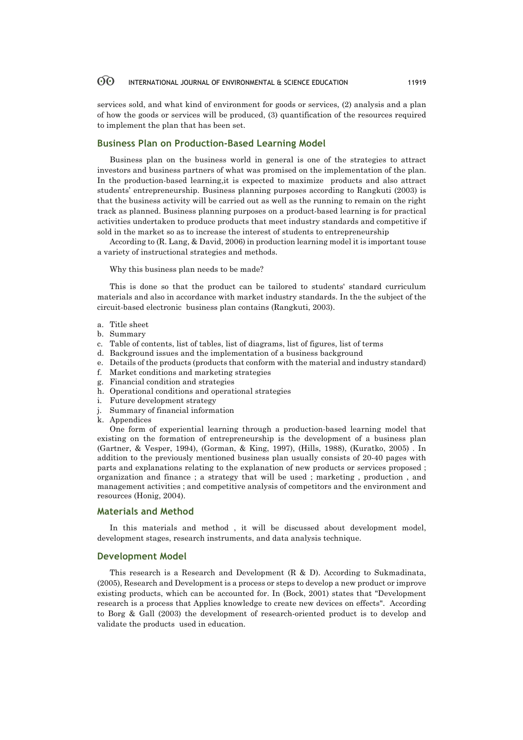services sold, and what kind of environment for goods or services, (2) analysis and a plan of how the goods or services will be produced, (3) quantification of the resources required to implement the plan that has been set.

## Business Plan on Production-Based Learning Model

Business plan on the business world in general is one of the strategies to attract investors and business partners of what was promised on the implementation of the plan. In the production-based learning,it is expected to maximize products and also attract students' entrepreneurship. Business planning purposes according to Rangkuti (2003) is that the business activity will be carried out as well as the running to remain on the right track as planned. Business planning purposes on a product-based learning is for practical activities undertaken to produce products that meet industry standards and competitive if sold in the market so as to increase the interest of students to entrepreneurship

According to (R. Lang, & David, 2006) in production learning model it is important touse a variety of instructional strategies and methods.

Why this business plan needs to be made?

This is done so that the product can be tailored to students' standard curriculum materials and also in accordance with market industry standards. In the the subject of the circuit-based electronic business plan contains (Rangkuti, 2003).

a. Title sheet
b. Summary
c. Table of contents, list of tables, list of diagrams, list of figures, list of terms
d. Background issues and the implementation of a business background
e. Details of the products (products that conform with the material and industry standard)
f. Market conditions and marketing strategies
g. Financial condition and strategies
h. Operational conditions and operational strategies
i. Future development strategy
j. Summary of financial information
k. Appendices

One form of experiential learning through a production-based learning model that existing on the formation of entrepreneurship is the development of a business plan (Gartner, & Vesper, 1994), (Gorman, & King, 1997), (Hills, 1988), (Kuratko, 2005) . In addition to the previously mentioned business plan usually consists of 20-40 pages with parts and explanations relating to the explanation of new products or services proposed ; organization and finance ; a strategy that will be used ; marketing , production , and management activities ; and competitive analysis of competitors and the environment and resources (Honig, 2004).

## Materials and Method

In this materials and method , it will be discussed about development model, development stages, research instruments, and data analysis technique.

## Development Model

This research is a Research and Development (R & D). According to Sukmadinata, (2005), Research and Development is a process or steps to develop a new product or improve existing products, which can be accounted for. In (Bock, 2001) states that "Development research is a process that Applies knowledge to create new devices on effects". According to Borg & Gall (2003) the development of research-oriented product is to develop and validate the products used in education.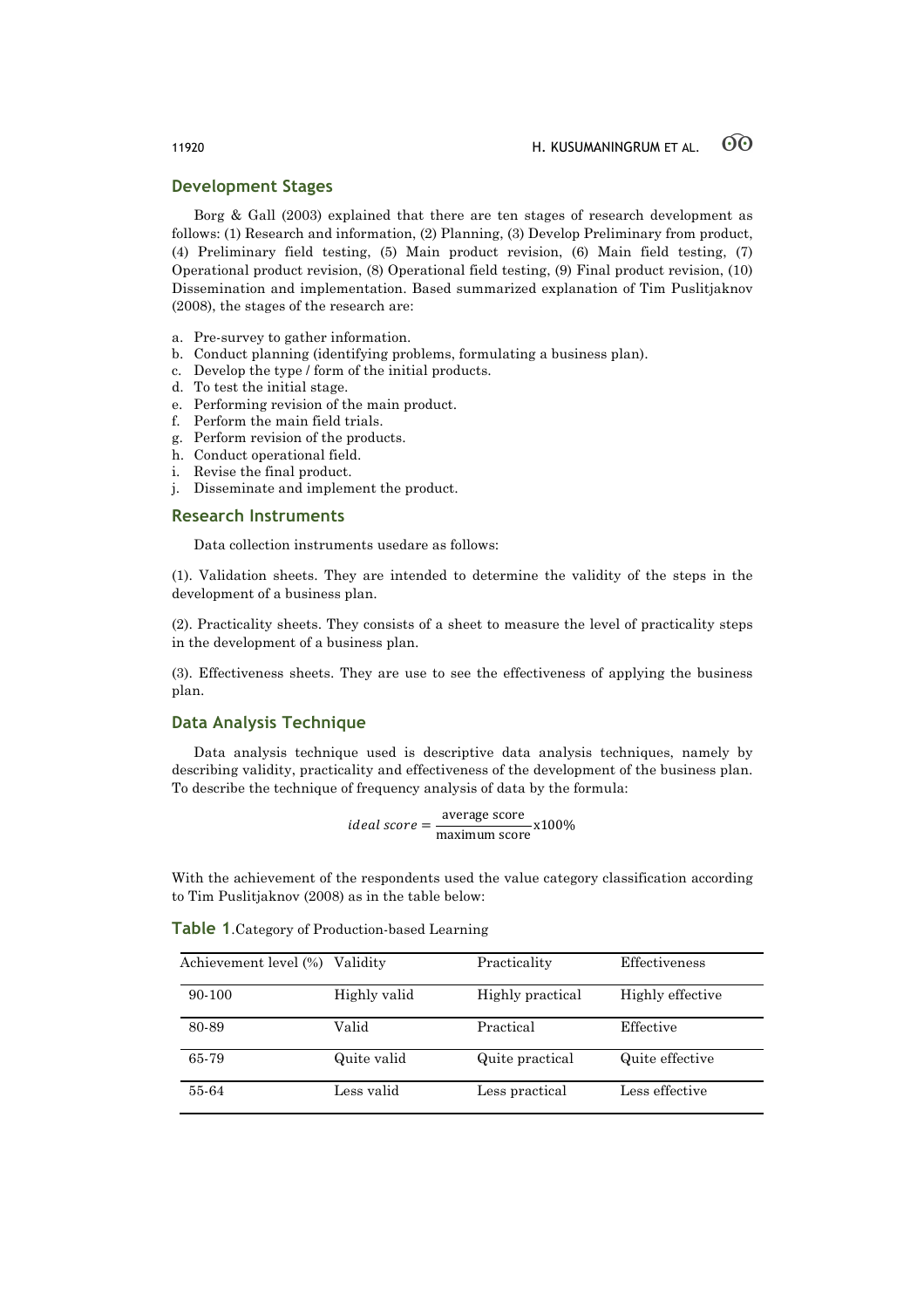## Development Stages

Borg & Gall (2003) explained that there are ten stages of research development as follows: (1) Research and information, (2) Planning, (3) Develop Preliminary from product, (4) Preliminary field testing, (5) Main product revision, (6) Main field testing, (7) Operational product revision, (8) Operational field testing, (9) Final product revision, (10) Dissemination and implementation. Based summarized explanation of Tim Puslitjaknov (2008), the stages of the research are:

a. Pre-survey to gather information.
b. Conduct planning (identifying problems, formulating a business plan).
c. Develop the type / form of the initial products.
d. To test the initial stage.
e. Performing revision of the main product.
f. Perform the main field trials.
g. Perform revision of the products.
h. Conduct operational field.
i. Revise the final product.
j. Disseminate and implement the product.

## Research Instruments

Data collection instruments usedare as follows:

(1). Validation sheets. They are intended to determine the validity of the steps in the development of a business plan.

(2). Practicality sheets. They consists of a sheet to measure the level of practicality steps in the development of a business plan.

(3). Effectiveness sheets. They are use to see the effectiveness of applying the business plan.

## Data Analysis Technique

Data analysis technique used is descriptive data analysis techniques, namely by describing validity, practicality and effectiveness of the development of the business plan. To describe the technique of frequency analysis of data by the formula:

$$ideal\ score = \frac{\text{average score}}{\text{maximum score}} \text{x}100\%$$

With the achievement of the respondents used the value category classification according to Tim Puslitjaknov (2008) as in the table below:

**Table 1**.Category of Production-based Learning

| Achievement level (%) | Validity | Practicality | Effectiveness |
|---|---|---|---|
| 90-100 | Highly valid | Highly practical | Highly effective |
| 80-89 | Valid | Practical | Effective |
| 65-79 | Quite valid | Quite practical | Quite effective |
| 55-64 | Less valid | Less practical | Less effective |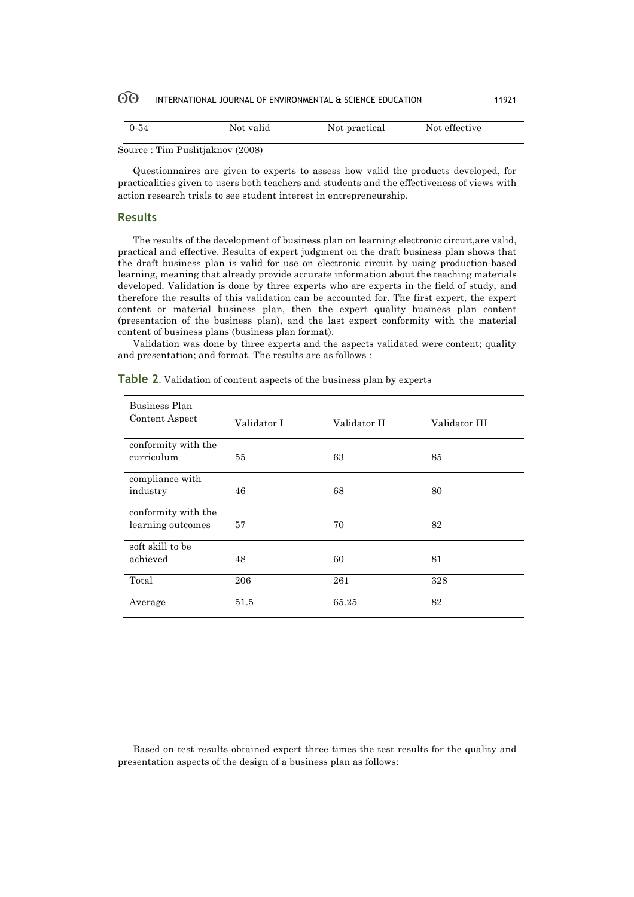| 0-54 | Not valid | Not practical | Not effective |
|---|---|---|---|

Source : Tim Puslitjaknov (2008)

Questionnaires are given to experts to assess how valid the products developed, for practicalities given to users both teachers and students and the effectiveness of views with action research trials to see student interest in entrepreneurship.

## Results

The results of the development of business plan on learning electronic circuit,are valid, practical and effective. Results of expert judgment on the draft business plan shows that the draft business plan is valid for use on electronic circuit by using production-based learning, meaning that already provide accurate information about the teaching materials developed. Validation is done by three experts who are experts in the field of study, and therefore the results of this validation can be accounted for. The first expert, the expert content or material business plan, then the expert quality business plan content (presentation of the business plan), and the last expert conformity with the material content of business plans (business plan format).

Validation was done by three experts and the aspects validated were content; quality and presentation; and format. The results are as follows :

**Table 2**. Validation of content aspects of the business plan by experts

| Business Plan Content Aspect | Validator I | Validator II | Validator III |
|---|---|---|---|
| conformity with the curriculum | 55 | 63 | 85 |
| compliance with industry | 46 | 68 | 80 |
| conformity with the learning outcomes | 57 | 70 | 82 |
| soft skill to be achieved | 48 | 60 | 81 |
| Total | 206 | 261 | 328 |
| Average | 51.5 | 65.25 | 82 |

Based on test results obtained expert three times the test results for the quality and presentation aspects of the design of a business plan as follows: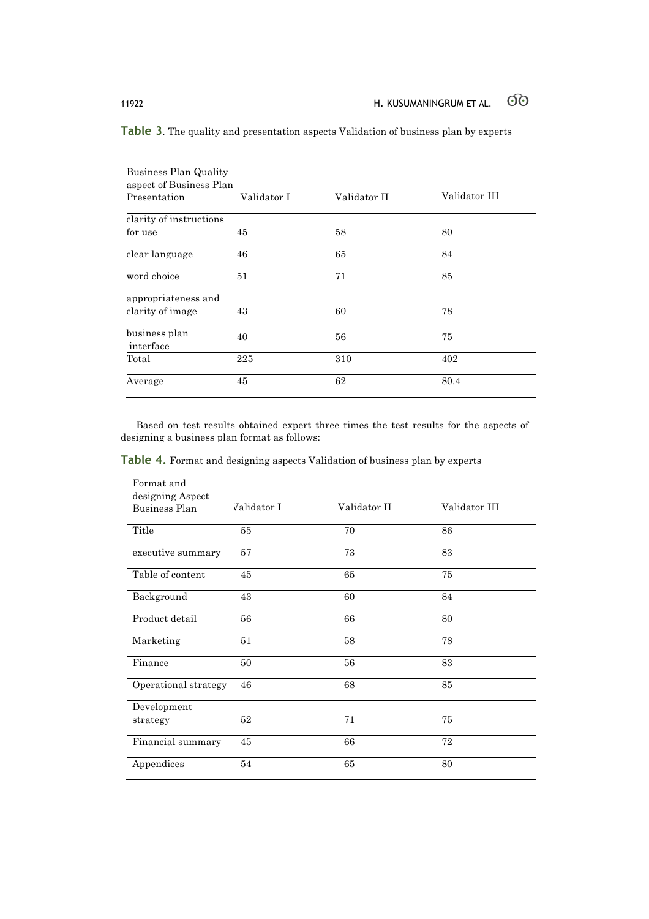**Table 3**. The quality and presentation aspects Validation of business plan by experts

| Business Plan Quality aspect of Business Plan Presentation | Validator I | Validator II | Validator III |
|---|---|---|---|
| clarity of instructions for use | 45 | 58 | 80 |
| clear language | 46 | 65 | 84 |
| word choice | 51 | 71 | 85 |
| appropriateness and clarity of image | 43 | 60 | 78 |
| business plan interface | 40 | 56 | 75 |
| Total | 225 | 310 | 402 |
| Average | 45 | 62 | 80.4 |

Based on test results obtained expert three times the test results for the aspects of designing a business plan format as follows:

**Table 4.** Format and designing aspects Validation of business plan by experts

| Format and designing Aspect Business Plan | Validator I | Validator II | Validator III |
|---|---|---|---|
| Title | 55 | 70 | 86 |
| executive summary | 57 | 73 | 83 |
| Table of content | 45 | 65 | 75 |
| Background | 43 | 60 | 84 |
| Product detail | 56 | 66 | 80 |
| Marketing | 51 | 58 | 78 |
| Finance | 50 | 56 | 83 |
| Operational strategy | 46 | 68 | 85 |
| Development strategy | 52 | 71 | 75 |
| Financial summary | 45 | 66 | 72 |
| Appendices | 54 | 65 | 80 |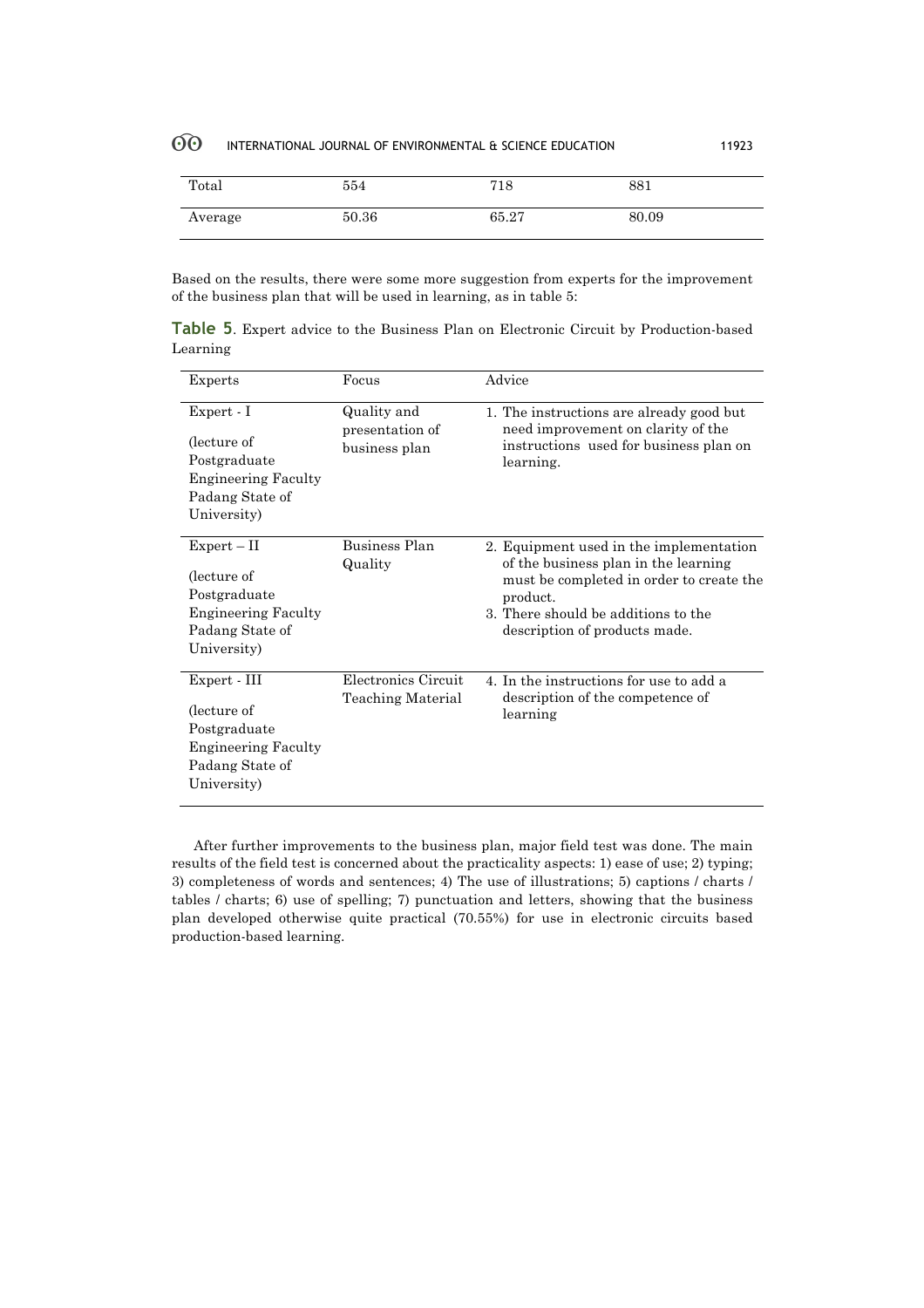| | | | |
|---|---|---|---|
| Total | 554 | 718 | 881 |
| Average | 50.36 | 65.27 | 80.09 |

Based on the results, there were some more suggestion from experts for the improvement of the business plan that will be used in learning, as in table 5:

**Table 5**. Expert advice to the Business Plan on Electronic Circuit by Production-based Learning

| Experts | Focus | Advice |
|---|---|---|
| Expert - I (lecture of Postgraduate Engineering Faculty Padang State of University) | Quality and presentation of business plan | 1. The instructions are already good but need improvement on clarity of the instructions used for business plan on learning. |
| Expert – II (lecture of Postgraduate Engineering Faculty Padang State of University) | Business Plan Quality | 2. Equipment used in the implementation of the business plan in the learning must be completed in order to create the product. 3. There should be additions to the description of products made. |
| Expert - III (lecture of Postgraduate Engineering Faculty Padang State of University) | Electronics Circuit Teaching Material | 4. In the instructions for use to add a description of the competence of learning |

After further improvements to the business plan, major field test was done. The main results of the field test is concerned about the practicality aspects: 1) ease of use; 2) typing; 3) completeness of words and sentences; 4) The use of illustrations; 5) captions / charts / tables / charts; 6) use of spelling; 7) punctuation and letters, showing that the business plan developed otherwise quite practical (70.55%) for use in electronic circuits based production-based learning.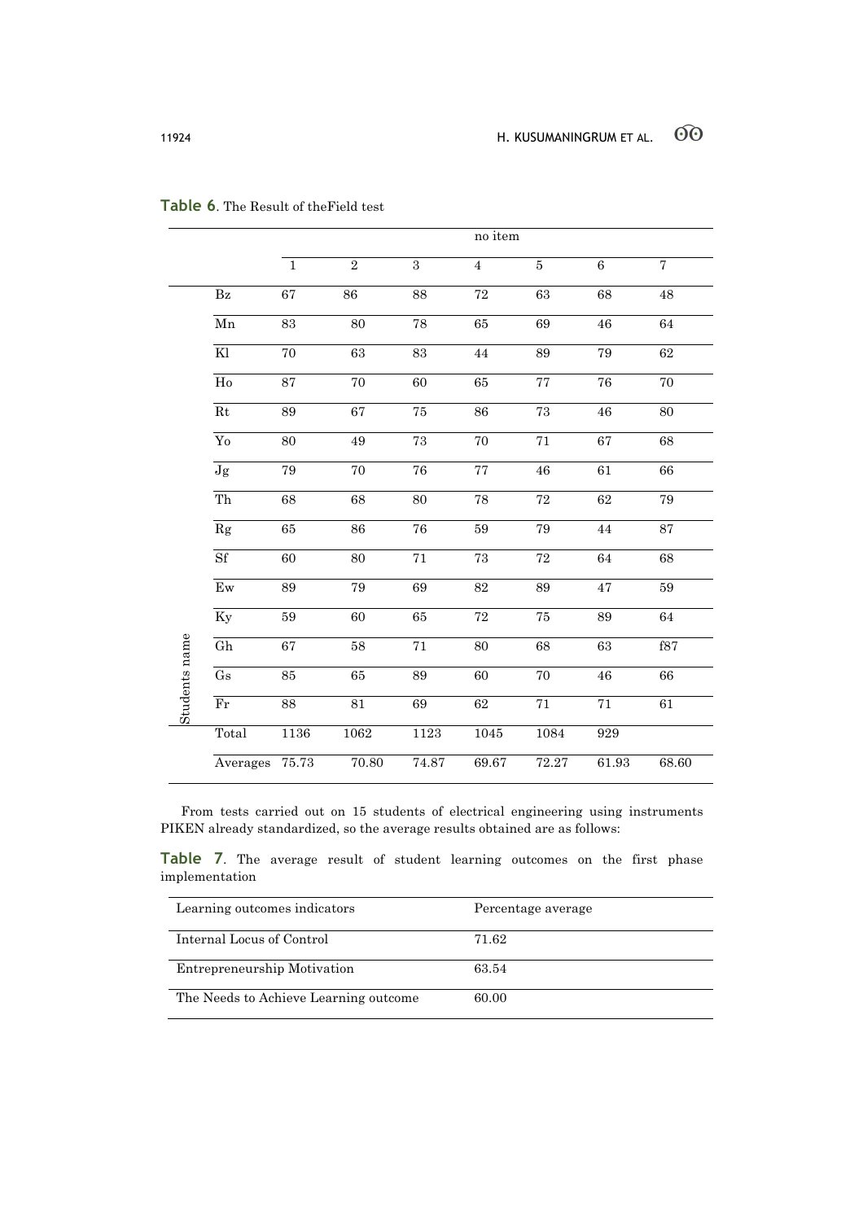**Table 6**. The Result of theField test

| | | no item | | | | | | |
|---|---|---|---|---|---|---|---|---|
| | | 1 | 2 | 3 | 4 | 5 | 6 | 7 |
| Students name | Bz | 67 | 86 | 88 | 72 | 63 | 68 | 48 |
| | Mn | 83 | 80 | 78 | 65 | 69 | 46 | 64 |
| | Kl | 70 | 63 | 83 | 44 | 89 | 79 | 62 |
| | Ho | 87 | 70 | 60 | 65 | 77 | 76 | 70 |
| | Rt | 89 | 67 | 75 | 86 | 73 | 46 | 80 |
| | Yo | 80 | 49 | 73 | 70 | 71 | 67 | 68 |
| | Jg | 79 | 70 | 76 | 77 | 46 | 61 | 66 |
| | Th | 68 | 68 | 80 | 78 | 72 | 62 | 79 |
| | Rg | 65 | 86 | 76 | 59 | 79 | 44 | 87 |
| | Sf | 60 | 80 | 71 | 73 | 72 | 64 | 68 |
| | Ew | 89 | 79 | 69 | 82 | 89 | 47 | 59 |
| | Ky | 59 | 60 | 65 | 72 | 75 | 89 | 64 |
| | Gh | 67 | 58 | 71 | 80 | 68 | 63 | f87 |
| | Gs | 85 | 65 | 89 | 60 | 70 | 46 | 66 |
| | Fr | 88 | 81 | 69 | 62 | 71 | 71 | 61 |
| | Total | 1136 | 1062 | 1123 | 1045 | 1084 | 929 | |
| | Averages | 75.73 | 70.80 | 74.87 | 69.67 | 72.27 | 61.93 | 68.60 |

From tests carried out on 15 students of electrical engineering using instruments PIKEN already standardized, so the average results obtained are as follows:

**Table 7**. The average result of student learning outcomes on the first phase implementation

| Learning outcomes indicators | Percentage average |
|---|---|
| Internal Locus of Control | 71.62 |
| Entrepreneurship Motivation | 63.54 |
| The Needs to Achieve Learning outcome | 60.00 |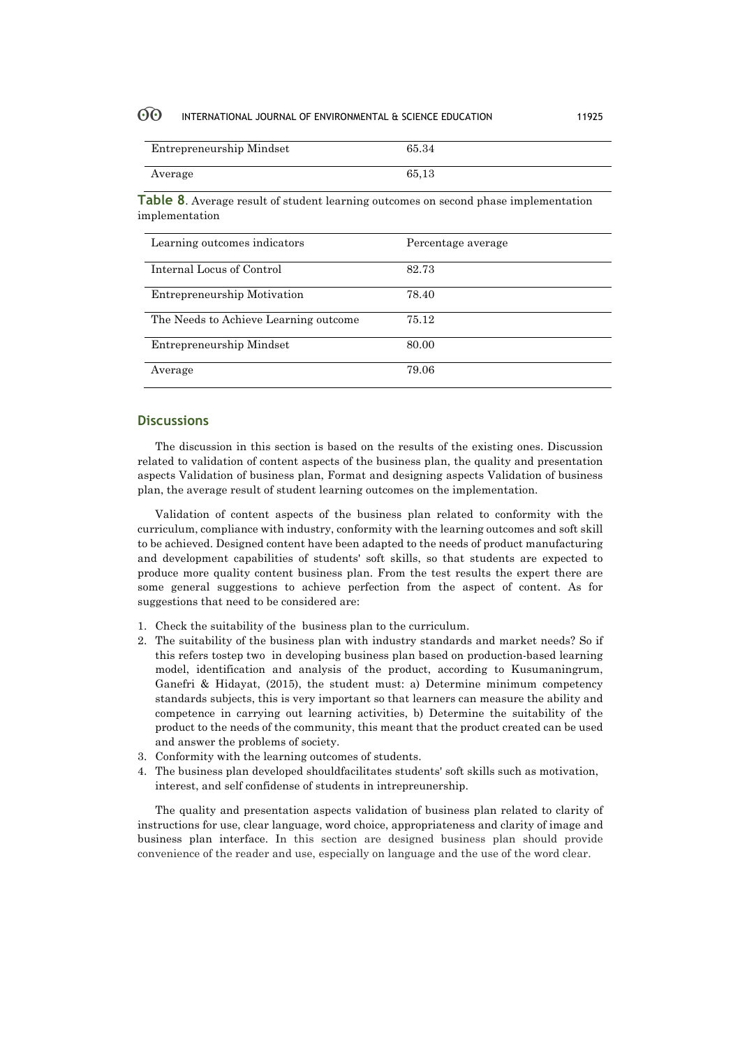| Entrepreneurship Mindset | 65.34 |
|---|---|
| Average | 65,13 |

**Table 8**. Average result of student learning outcomes on second phase implementation implementation

| Learning outcomes indicators | Percentage average |
|---|---|
| Internal Locus of Control | 82.73 |
| Entrepreneurship Motivation | 78.40 |
| The Needs to Achieve Learning outcome | 75.12 |
| Entrepreneurship Mindset | 80.00 |
| Average | 79.06 |

## Discussions

The discussion in this section is based on the results of the existing ones. Discussion related to validation of content aspects of the business plan, the quality and presentation aspects Validation of business plan, Format and designing aspects Validation of business plan, the average result of student learning outcomes on the implementation.

Validation of content aspects of the business plan related to conformity with the curriculum, compliance with industry, conformity with the learning outcomes and soft skill to be achieved. Designed content have been adapted to the needs of product manufacturing and development capabilities of students' soft skills, so that students are expected to produce more quality content business plan. From the test results the expert there are some general suggestions to achieve perfection from the aspect of content. As for suggestions that need to be considered are:

1. Check the suitability of the business plan to the curriculum.
2. The suitability of the business plan with industry standards and market needs? So if this refers tostep two in developing business plan based on production-based learning model, identification and analysis of the product, according to Kusumaningrum, Ganefri & Hidayat, (2015), the student must: a) Determine minimum competency standards subjects, this is very important so that learners can measure the ability and competence in carrying out learning activities, b) Determine the suitability of the product to the needs of the community, this meant that the product created can be used and answer the problems of society.
3. Conformity with the learning outcomes of students.
4. The business plan developed shouldfacilitates students' soft skills such as motivation, interest, and self confidense of students in intrepreunership.

The quality and presentation aspects validation of business plan related to clarity of instructions for use, clear language, word choice, appropriateness and clarity of image and business plan interface. In this section are designed business plan should provide convenience of the reader and use, especially on language and the use of the word clear.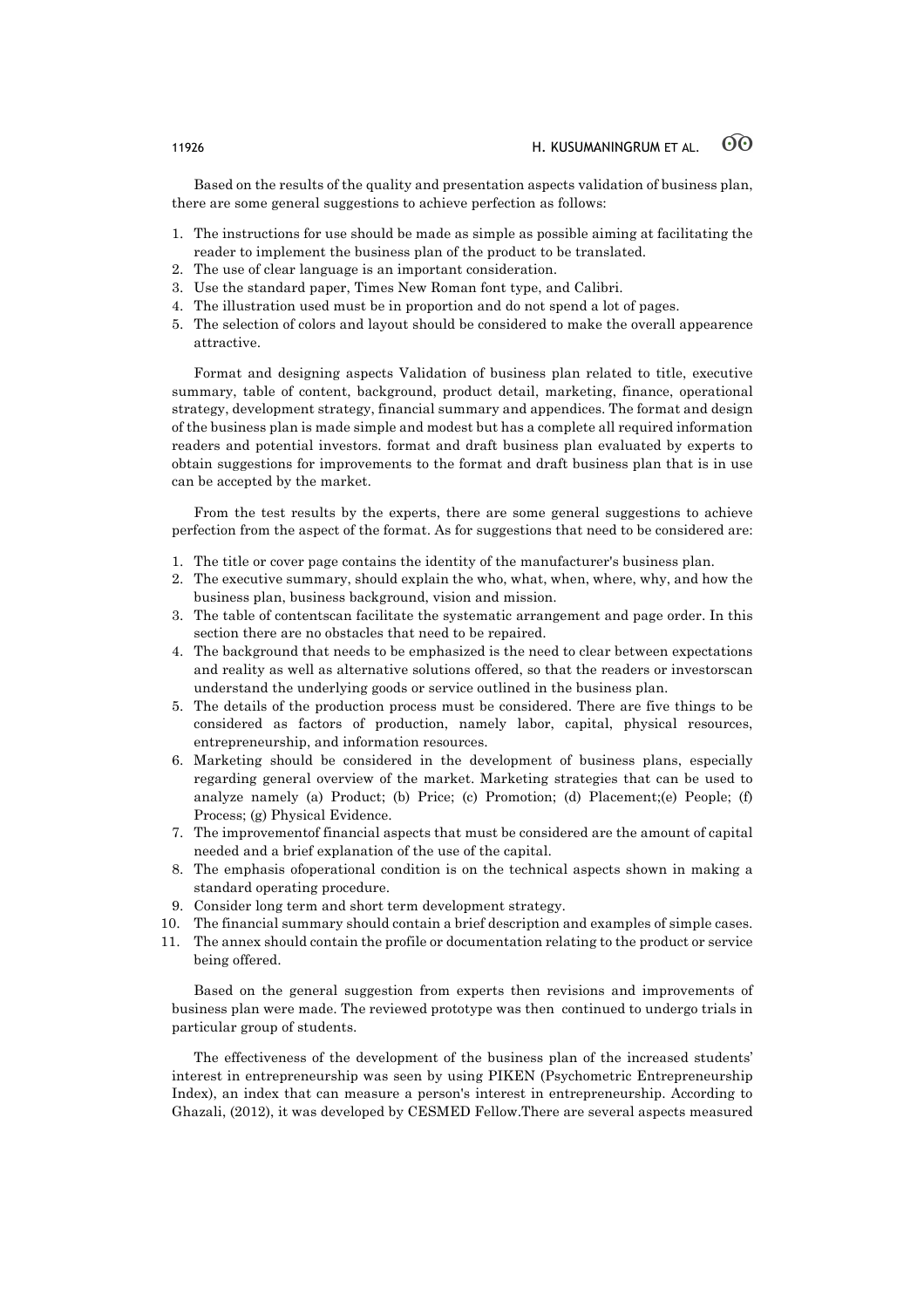Based on the results of the quality and presentation aspects validation of business plan, there are some general suggestions to achieve perfection as follows:

1. The instructions for use should be made as simple as possible aiming at facilitating the reader to implement the business plan of the product to be translated.
2. The use of clear language is an important consideration.
3. Use the standard paper, Times New Roman font type, and Calibri.
4. The illustration used must be in proportion and do not spend a lot of pages.
5. The selection of colors and layout should be considered to make the overall appearence attractive.

Format and designing aspects Validation of business plan related to title, executive summary, table of content, background, product detail, marketing, finance, operational strategy, development strategy, financial summary and appendices. The format and design of the business plan is made simple and modest but has a complete all required information readers and potential investors. format and draft business plan evaluated by experts to obtain suggestions for improvements to the format and draft business plan that is in use can be accepted by the market.

From the test results by the experts, there are some general suggestions to achieve perfection from the aspect of the format. As for suggestions that need to be considered are:

1. The title or cover page contains the identity of the manufacturer's business plan.
2. The executive summary, should explain the who, what, when, where, why, and how the business plan, business background, vision and mission.
3. The table of contentscan facilitate the systematic arrangement and page order. In this section there are no obstacles that need to be repaired.
4. The background that needs to be emphasized is the need to clear between expectations and reality as well as alternative solutions offered, so that the readers or investorscan understand the underlying goods or service outlined in the business plan.
5. The details of the production process must be considered. There are five things to be considered as factors of production, namely labor, capital, physical resources, entrepreneurship, and information resources.
6. Marketing should be considered in the development of business plans, especially regarding general overview of the market. Marketing strategies that can be used to analyze namely (a) Product; (b) Price; (c) Promotion; (d) Placement;(e) People; (f) Process; (g) Physical Evidence.
7. The improvementof financial aspects that must be considered are the amount of capital needed and a brief explanation of the use of the capital.
8. The emphasis ofoperational condition is on the technical aspects shown in making a standard operating procedure.
9. Consider long term and short term development strategy.
10. The financial summary should contain a brief description and examples of simple cases.
11. The annex should contain the profile or documentation relating to the product or service being offered.

Based on the general suggestion from experts then revisions and improvements of business plan were made. The reviewed prototype was then continued to undergo trials in particular group of students.

The effectiveness of the development of the business plan of the increased students' interest in entrepreneurship was seen by using PIKEN (Psychometric Entrepreneurship Index), an index that can measure a person's interest in entrepreneurship. According to Ghazali, (2012), it was developed by CESMED Fellow.There are several aspects measured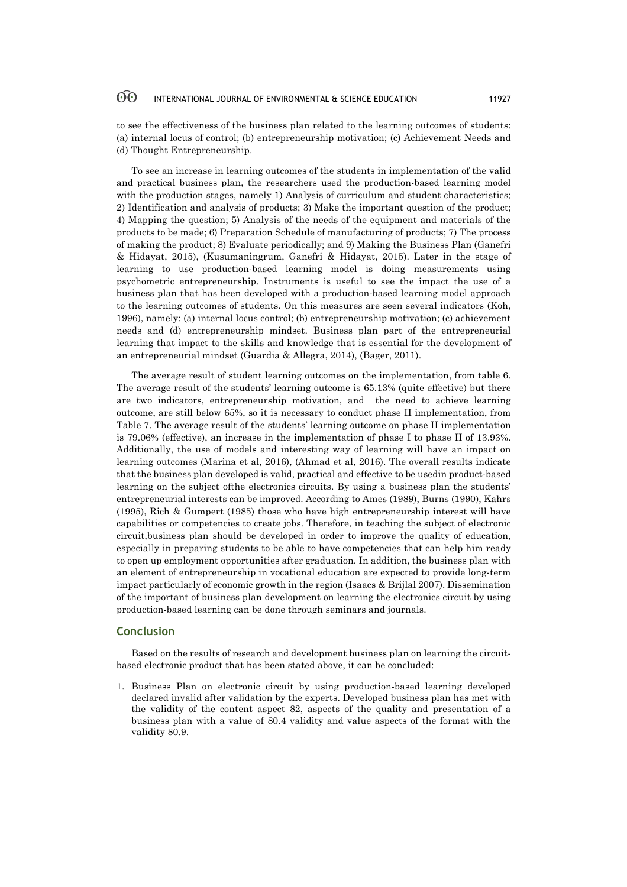to see the effectiveness of the business plan related to the learning outcomes of students: (a) internal locus of control; (b) entrepreneurship motivation; (c) Achievement Needs and (d) Thought Entrepreneurship.

To see an increase in learning outcomes of the students in implementation of the valid and practical business plan, the researchers used the production-based learning model with the production stages, namely 1) Analysis of curriculum and student characteristics; 2) Identification and analysis of products; 3) Make the important question of the product; 4) Mapping the question; 5) Analysis of the needs of the equipment and materials of the products to be made; 6) Preparation Schedule of manufacturing of products; 7) The process of making the product; 8) Evaluate periodically; and 9) Making the Business Plan (Ganefri & Hidayat, 2015), (Kusumaningrum, Ganefri & Hidayat, 2015). Later in the stage of learning to use production-based learning model is doing measurements using psychometric entrepreneurship. Instruments is useful to see the impact the use of a business plan that has been developed with a production-based learning model approach to the learning outcomes of students. On this measures are seen several indicators (Koh, 1996), namely: (a) internal locus control; (b) entrepreneurship motivation; (c) achievement needs and (d) entrepreneurship mindset. Business plan part of the entrepreneurial learning that impact to the skills and knowledge that is essential for the development of an entrepreneurial mindset (Guardia & Allegra, 2014), (Bager, 2011).

The average result of student learning outcomes on the implementation, from table 6. The average result of the students' learning outcome is 65.13% (quite effective) but there are two indicators, entrepreneurship motivation, and the need to achieve learning outcome, are still below 65%, so it is necessary to conduct phase II implementation, from Table 7. The average result of the students' learning outcome on phase II implementation is 79.06% (effective), an increase in the implementation of phase I to phase II of 13.93%. Additionally, the use of models and interesting way of learning will have an impact on learning outcomes (Marina et al, 2016), (Ahmad et al, 2016). The overall results indicate that the business plan developed is valid, practical and effective to be usedin product-based learning on the subject ofthe electronics circuits. By using a business plan the students' entrepreneurial interests can be improved. According to Ames (1989), Burns (1990), Kahrs (1995), Rich & Gumpert (1985) those who have high entrepreneurship interest will have capabilities or competencies to create jobs. Therefore, in teaching the subject of electronic circuit,business plan should be developed in order to improve the quality of education, especially in preparing students to be able to have competencies that can help him ready to open up employment opportunities after graduation. In addition, the business plan with an element of entrepreneurship in vocational education are expected to provide long-term impact particularly of economic growth in the region (Isaacs & Brijlal 2007). Dissemination of the important of business plan development on learning the electronics circuit by using production-based learning can be done through seminars and journals.

## Conclusion

Based on the results of research and development business plan on learning the circuit-based electronic product that has been stated above, it can be concluded:

1. Business Plan on electronic circuit by using production-based learning developed declared invalid after validation by the experts. Developed business plan has met with the validity of the content aspect 82, aspects of the quality and presentation of a business plan with a value of 80.4 validity and value aspects of the format with the validity 80.9.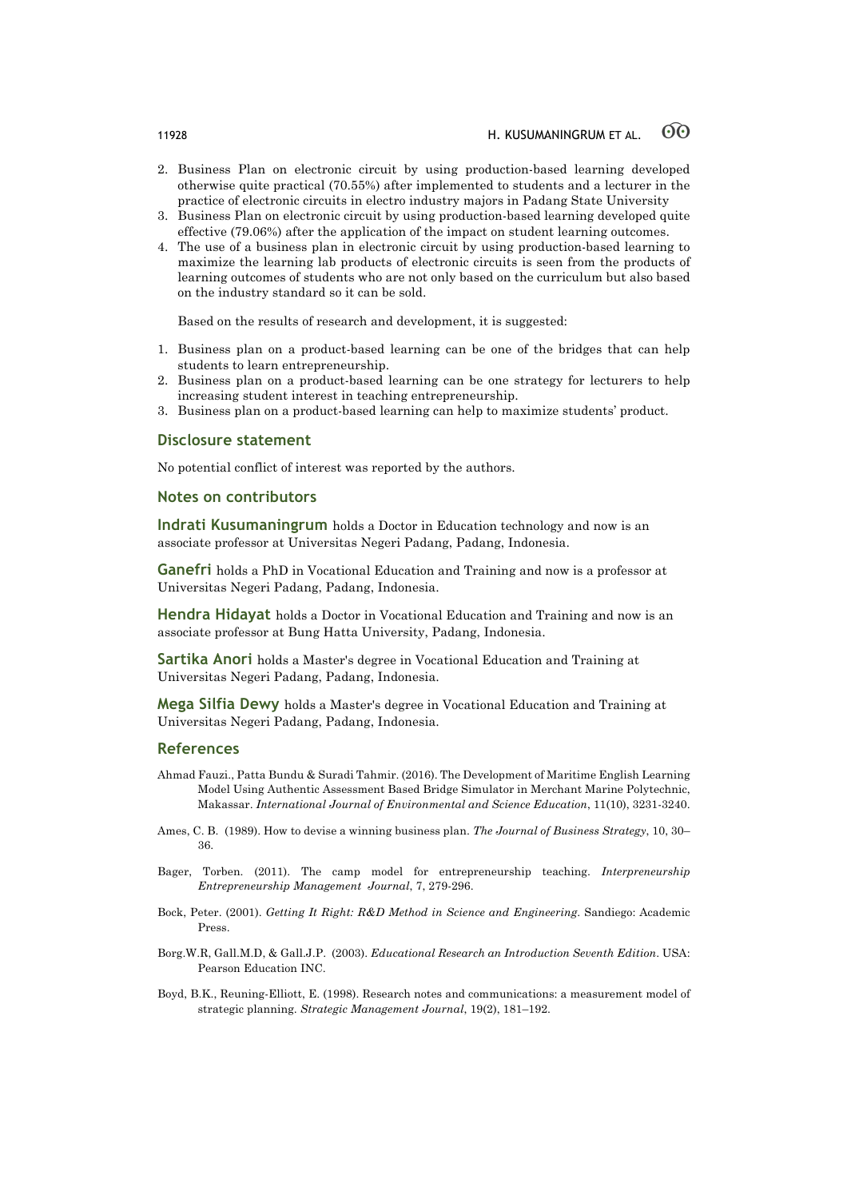2. Business Plan on electronic circuit by using production-based learning developed otherwise quite practical (70.55%) after implemented to students and a lecturer in the practice of electronic circuits in electro industry majors in Padang State University
3. Business Plan on electronic circuit by using production-based learning developed quite effective (79.06%) after the application of the impact on student learning outcomes.
4. The use of a business plan in electronic circuit by using production-based learning to maximize the learning lab products of electronic circuits is seen from the products of learning outcomes of students who are not only based on the curriculum but also based on the industry standard so it can be sold.

Based on the results of research and development, it is suggested:

1. Business plan on a product-based learning can be one of the bridges that can help students to learn entrepreneurship.
2. Business plan on a product-based learning can be one strategy for lecturers to help increasing student interest in teaching entrepreneurship.
3. Business plan on a product-based learning can help to maximize students' product.

## Disclosure statement

No potential conflict of interest was reported by the authors.

## Notes on contributors

**Indrati Kusumaningrum** holds a Doctor in Education technology and now is an associate professor at Universitas Negeri Padang, Padang, Indonesia.

**Ganefri** holds a PhD in Vocational Education and Training and now is a professor at Universitas Negeri Padang, Padang, Indonesia.

**Hendra Hidayat** holds a Doctor in Vocational Education and Training and now is an associate professor at Bung Hatta University, Padang, Indonesia.

**Sartika Anori** holds a Master's degree in Vocational Education and Training at Universitas Negeri Padang, Padang, Indonesia.

**Mega Silfia Dewy** holds a Master's degree in Vocational Education and Training at Universitas Negeri Padang, Padang, Indonesia.

## References

Ahmad Fauzi., Patta Bundu & Suradi Tahmir. (2016). The Development of Maritime English Learning Model Using Authentic Assessment Based Bridge Simulator in Merchant Marine Polytechnic, Makassar. *International Journal of Environmental and Science Education*, 11(10), 3231-3240.

Ames, C. B. (1989). How to devise a winning business plan. *The Journal of Business Strategy*, 10, 30–36.

Bager, Torben. (2011). The camp model for entrepreneurship teaching. *Interpreneurship Entrepreneurship Management Journal*, 7, 279-296.

Bock, Peter. (2001). *Getting It Right: R&D Method in Science and Engineering*. Sandiego: Academic Press.

Borg.W.R, Gall.M.D, & Gall.J.P. (2003). *Educational Research an Introduction Seventh Edition*. USA: Pearson Education INC.

Boyd, B.K., Reuning-Elliott, E. (1998). Research notes and communications: a measurement model of strategic planning. *Strategic Management Journal*, 19(2), 181–192.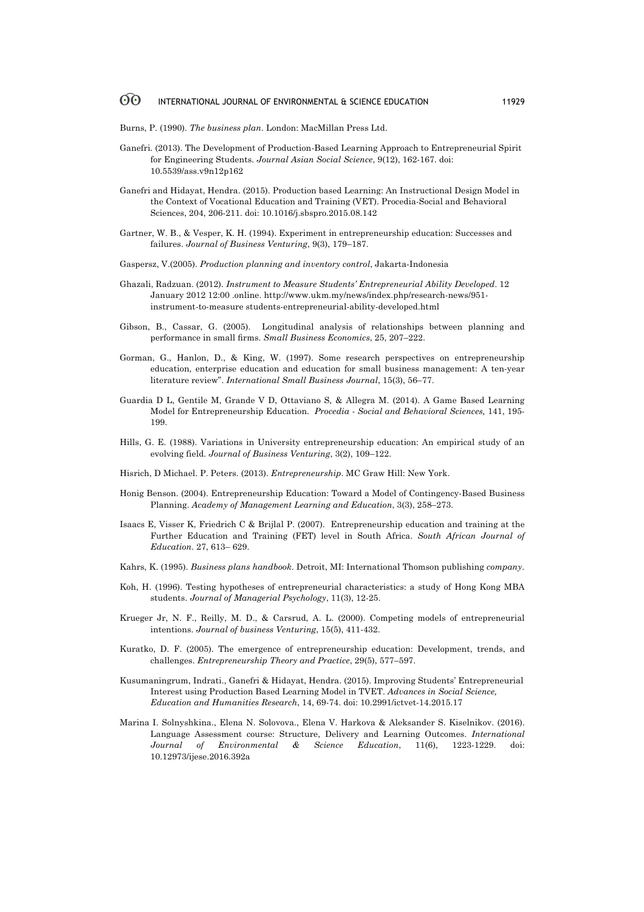Burns, P. (1990). *The business plan*. London: MacMillan Press Ltd.

Ganefri. (2013). The Development of Production-Based Learning Approach to Entrepreneurial Spirit for Engineering Students. *Journal Asian Social Science*, 9(12), 162-167. doi: 10.5539/ass.v9n12p162

Ganefri and Hidayat, Hendra. (2015). Production based Learning: An Instructional Design Model in the Context of Vocational Education and Training (VET). Procedia-Social and Behavioral Sciences, 204, 206-211. doi: 10.1016/j.sbspro.2015.08.142

Gartner, W. B., & Vesper, K. H. (1994). Experiment in entrepreneurship education: Successes and failures. *Journal of Business Venturing*, 9(3), 179–187.

Gaspersz, V.(2005). *Production planning and inventory control*, Jakarta-Indonesia

Ghazali, Radzuan. (2012). *Instrument to Measure Students' Entrepreneurial Ability Developed*. 12 January 2012 12:00 .online. http://www.ukm.my/news/index.php/research-news/951-instrument-to-measure students-entrepreneurial-ability-developed.html

Gibson, B., Cassar, G. (2005). Longitudinal analysis of relationships between planning and performance in small firms. *Small Business Economics*, 25, 207–222.

Gorman, G., Hanlon, D., & King, W. (1997). Some research perspectives on entrepreneurship education, enterprise education and education for small business management: A ten-year literature review". *International Small Business Journal*, 15(3), 56–77.

Guardia D L, Gentile M, Grande V D, Ottaviano S, & Allegra M. (2014). A Game Based Learning Model for Entrepreneurship Education. *Procedia - Social and Behavioral Sciences,* 141, 195-199.

Hills, G. E. (1988). Variations in University entrepreneurship education: An empirical study of an evolving field. *Journal of Business Venturing*, 3(2), 109–122.

Hisrich, D Michael. P. Peters. (2013). *Entrepreneurship*. MC Graw Hill: New York.

Honig Benson. (2004). Entrepreneurship Education: Toward a Model of Contingency-Based Business Planning. *Academy of Management Learning and Education*, 3(3), 258–273.

Isaacs E, Visser K, Friedrich C & Brijlal P. (2007). Entrepreneurship education and training at the Further Education and Training (FET) level in South Africa. *South African Journal of Education*. 27, 613– 629.

Kahrs, K. (1995). *Business plans handbook*. Detroit, MI: International Thomson publishing *company*.

Koh, H. (1996). Testing hypotheses of entrepreneurial characteristics: a study of Hong Kong MBA students. *Journal of Managerial Psychology*, 11(3), 12-25.

Krueger Jr, N. F., Reilly, M. D., & Carsrud, A. L. (2000). Competing models of entrepreneurial intentions. *Journal of business Venturing*, 15(5), 411-432.

Kuratko, D. F. (2005). The emergence of entrepreneurship education: Development, trends, and challenges. *Entrepreneurship Theory and Practice*, 29(5), 577–597.

Kusumaningrum, Indrati., Ganefri & Hidayat, Hendra. (2015). Improving Students' Entrepreneurial Interest using Production Based Learning Model in TVET. *Advances in Social Science, Education and Humanities Research*, 14, 69-74. doi: 10.2991/ictvet-14.2015.17

Marina I. Solnyshkina., Elena N. Solovova., Elena V. Harkova & Aleksander S. Kiselnikov. (2016). Language Assessment course: Structure, Delivery and Learning Outcomes. *International Journal of Environmental & Science Education*, 11(6), 1223-1229. doi: 10.12973/ijese.2016.392a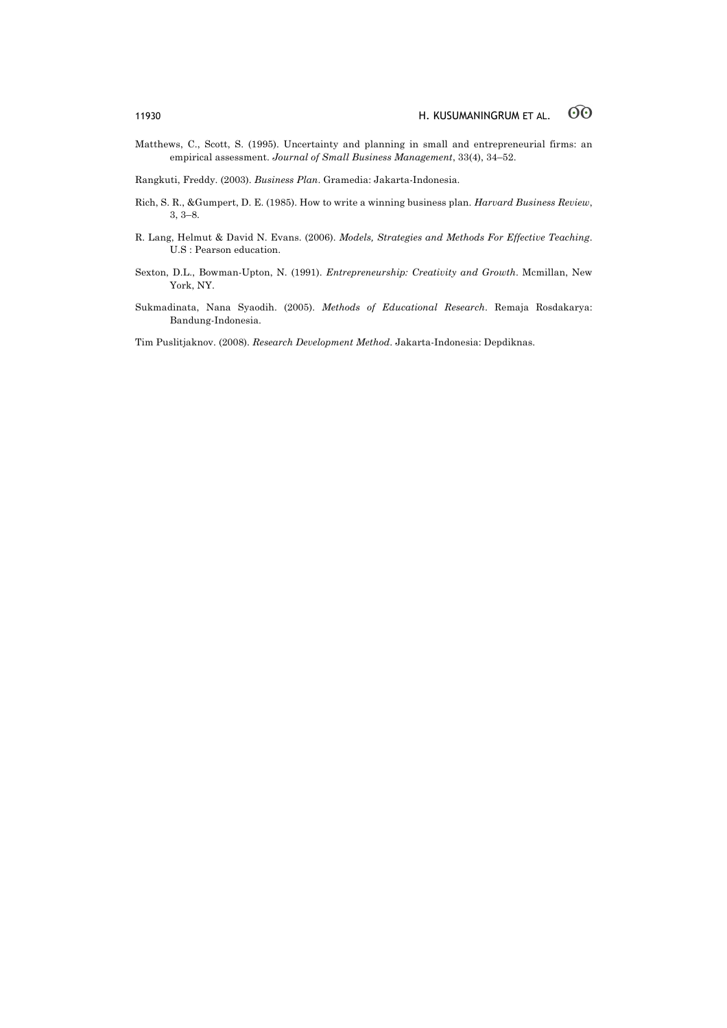Matthews, C., Scott, S. (1995). Uncertainty and planning in small and entrepreneurial firms: an empirical assessment. *Journal of Small Business Management*, 33(4), 34–52.

Rangkuti, Freddy. (2003). *Business Plan*. Gramedia: Jakarta-Indonesia.

Rich, S. R., &Gumpert, D. E. (1985). How to write a winning business plan. *Harvard Business Review*, 3, 3–8.

R. Lang, Helmut & David N. Evans. (2006). *Models, Strategies and Methods For Effective Teaching*. U.S : Pearson education.

Sexton, D.L., Bowman-Upton, N. (1991). *Entrepreneurship: Creativity and Growth*. Mcmillan, New York, NY.

Sukmadinata, Nana Syaodih. (2005). *Methods of Educational Research*. Remaja Rosdakarya: Bandung-Indonesia.

Tim Puslitjaknov. (2008). *Research Development Method*. Jakarta-Indonesia: Depdiknas.